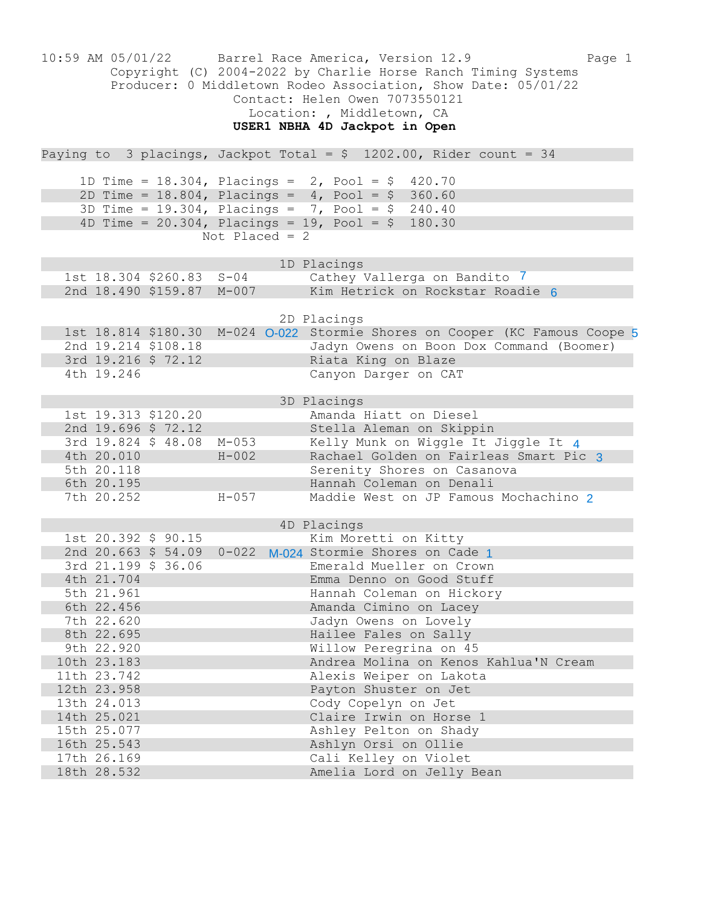10:59 AM 05/01/22 Barrel Race America, Version 12.9

Copyright (C) 2004-2022 by Charlie Horse Ranch Timing Systems

Producer: 0 Middletown Rodeo Association, Show Date: 05/01/22

Contact: Helen Owen 7073550121

Location: , Middletown, CA

**USER1 NBHA 4D Jackpot in Open**

Paying to 3 placings, Jackpot Total = $ 1202.00, Rider count = 34

| Division | Time | Placings | Pool |
|---|---|---|---|
| 1D | 18.304 | 2 | $ 420.70 |
| 2D | 18.804 | 4 | $ 360.60 |
| 3D | 19.304 | 7 | $ 240.40 |
| 4D | 20.304 | 19 | $ 180.30 |

Not Placed = 2

### 1D Placings

| Place | Time | Payout | Code | | Rider |
|---|---|---|---|---|---|
| 1st | 18.304 | $260.83 | S-04 | | Cathey Vallerga on Bandito 7 |
| 2nd | 18.490 | $159.87 | M-007 | | Kim Hetrick on Rockstar Roadie 6 |

### 2D Placings

| Place | Time | Payout | Code | | Rider |
|---|---|---|---|---|---|
| 1st | 18.814 | $180.30 | M-024 | O-022 | Stormie Shores on Cooper (KC Famous Coope 5 |
| 2nd | 19.214 | $108.18 | | | Jadyn Owens on Boon Dox Command (Boomer) |
| 3rd | 19.216 | $ 72.12 | | | Riata King on Blaze |
| 4th | 19.246 | | | | Canyon Darger on CAT |

### 3D Placings

| Place | Time | Payout | Code | | Rider |
|---|---|---|---|---|---|
| 1st | 19.313 | $120.20 | | | Amanda Hiatt on Diesel |
| 2nd | 19.696 | $ 72.12 | | | Stella Aleman on Skippin |
| 3rd | 19.824 | $ 48.08 | M-053 | | Kelly Munk on Wiggle It Jiggle It 4 |
| 4th | 20.010 | | H-002 | | Rachael Golden on Fairleas Smart Pic 3 |
| 5th | 20.118 | | | | Serenity Shores on Casanova |
| 6th | 20.195 | | | | Hannah Coleman on Denali |
| 7th | 20.252 | | H-057 | | Maddie West on JP Famous Mochachino 2 |

### 4D Placings

| Place | Time | Payout | Code | | Rider |
|---|---|---|---|---|---|
| 1st | 20.392 | $ 90.15 | | | Kim Moretti on Kitty |
| 2nd | 20.663 | $ 54.09 | 0-022 | M-024 | Stormie Shores on Cade 1 |
| 3rd | 21.199 | $ 36.06 | | | Emerald Mueller on Crown |
| 4th | 21.704 | | | | Emma Denno on Good Stuff |
| 5th | 21.961 | | | | Hannah Coleman on Hickory |
| 6th | 22.456 | | | | Amanda Cimino on Lacey |
| 7th | 22.620 | | | | Jadyn Owens on Lovely |
| 8th | 22.695 | | | | Hailee Fales on Sally |
| 9th | 22.920 | | | | Willow Peregrina on 45 |
| 10th | 23.183 | | | | Andrea Molina on Kenos Kahlua'N Cream |
| 11th | 23.742 | | | | Alexis Weiper on Lakota |
| 12th | 23.958 | | | | Payton Shuster on Jet |
| 13th | 24.013 | | | | Cody Copelyn on Jet |
| 14th | 25.021 | | | | Claire Irwin on Horse 1 |
| 15th | 25.077 | | | | Ashley Pelton on Shady |
| 16th | 25.543 | | | | Ashlyn Orsi on Ollie |
| 17th | 26.169 | | | | Cali Kelley on Violet |
| 18th | 28.532 | | | | Amelia Lord on Jelly Bean |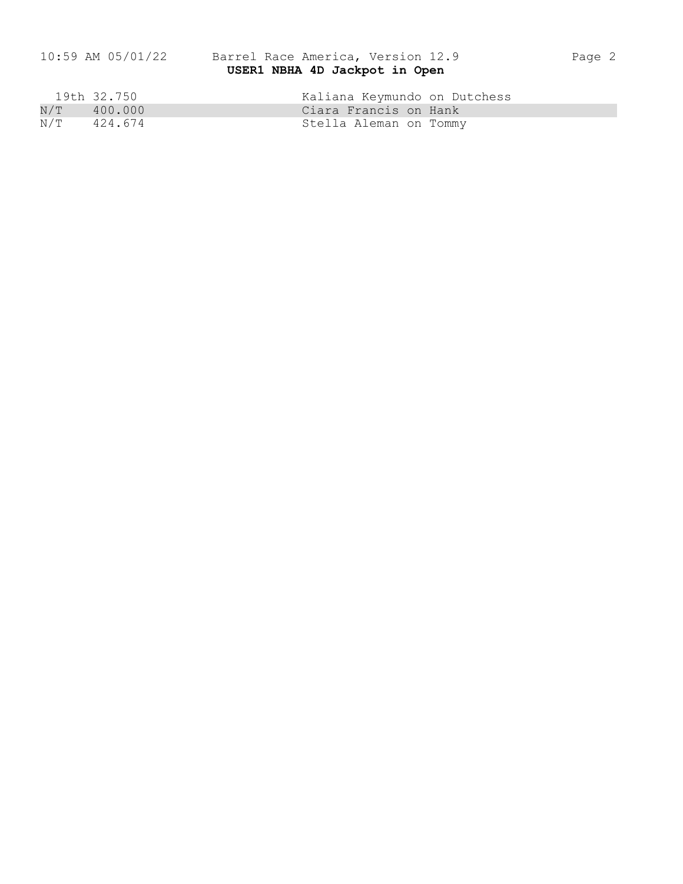**USER1 NBHA 4D Jackpot in Open**

| | | |
|---|---|---|
| 19th | 32.750 | Kaliana Keymundo on Dutchess |
| N/T | 400.000 | Ciara Francis on Hank |
| N/T | 424.674 | Stella Aleman on Tommy |